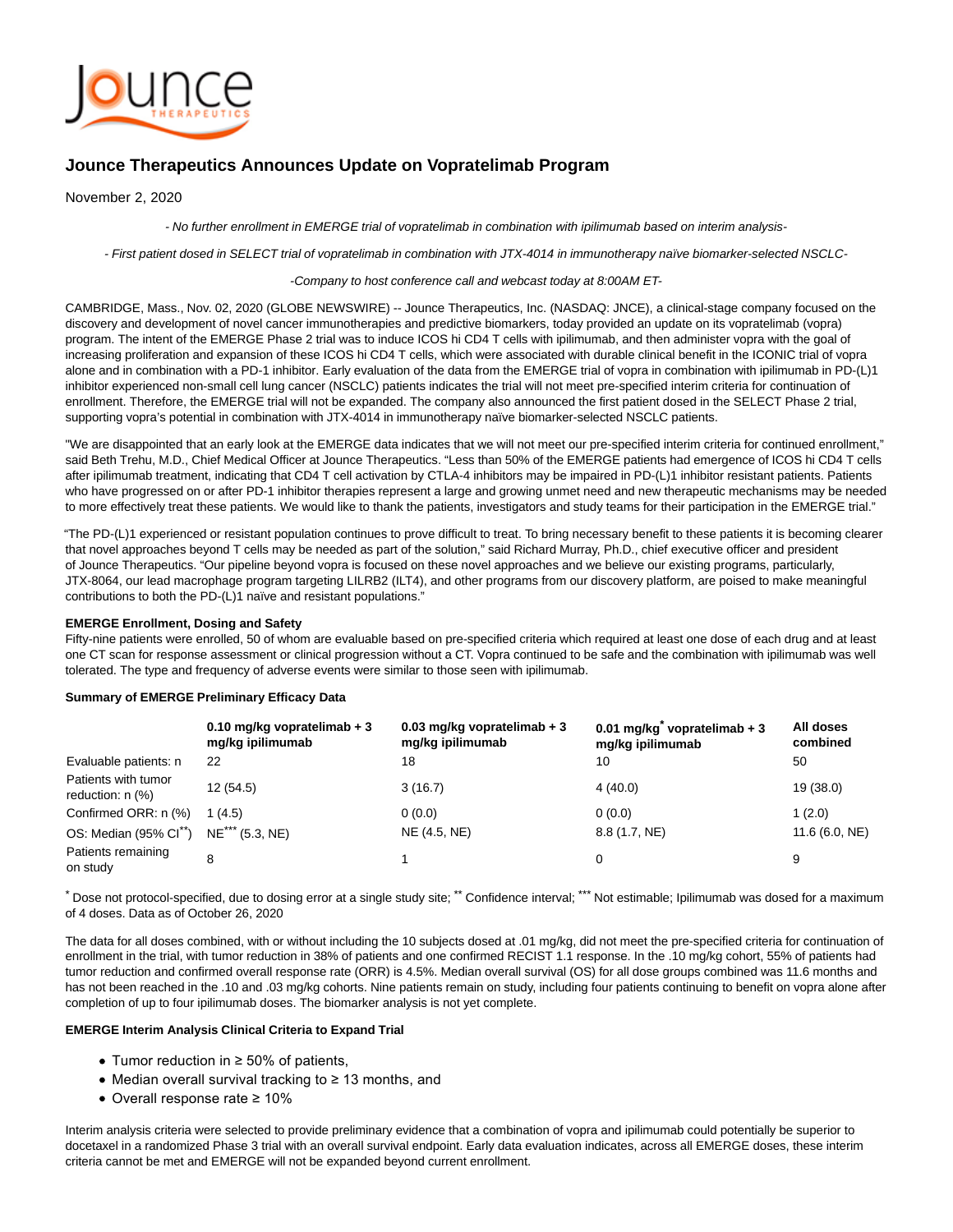# Jounce Therapeutics Announces Update on Vopratelimab Program

November 2, 2020

*- No further enrollment in EMERGE trial of vopratelimab in combination with ipilimumab based on interim analysis-*

*- First patient dosed in SELECT trial of vopratelimab in combination with JTX-4014 in immunotherapy naïve biomarker-selected NSCLC-*

*-Company to host conference call and webcast today at 8:00AM ET-*

CAMBRIDGE, Mass., Nov. 02, 2020 (GLOBE NEWSWIRE) -- Jounce Therapeutics, Inc. (NASDAQ: JNCE), a clinical-stage company focused on the discovery and development of novel cancer immunotherapies and predictive biomarkers, today provided an update on its vopratelimab (vopra) program. The intent of the EMERGE Phase 2 trial was to induce ICOS hi CD4 T cells with ipilimumab, and then administer vopra with the goal of increasing proliferation and expansion of these ICOS hi CD4 T cells, which were associated with durable clinical benefit in the ICONIC trial of vopra alone and in combination with a PD-1 inhibitor. Early evaluation of the data from the EMERGE trial of vopra in combination with ipilimumab in PD-(L)1 inhibitor experienced non-small cell lung cancer (NSCLC) patients indicates the trial will not meet pre-specified interim criteria for continuation of enrollment. Therefore, the EMERGE trial will not be expanded. The company also announced the first patient dosed in the SELECT Phase 2 trial, supporting vopra's potential in combination with JTX-4014 in immunotherapy naïve biomarker-selected NSCLC patients.

"We are disappointed that an early look at the EMERGE data indicates that we will not meet our pre-specified interim criteria for continued enrollment," said Beth Trehu, M.D., Chief Medical Officer at Jounce Therapeutics. "Less than 50% of the EMERGE patients had emergence of ICOS hi CD4 T cells after ipilimumab treatment, indicating that CD4 T cell activation by CTLA-4 inhibitors may be impaired in PD-(L)1 inhibitor resistant patients. Patients who have progressed on or after PD-1 inhibitor therapies represent a large and growing unmet need and new therapeutic mechanisms may be needed to more effectively treat these patients. We would like to thank the patients, investigators and study teams for their participation in the EMERGE trial."

"The PD-(L)1 experienced or resistant population continues to prove difficult to treat. To bring necessary benefit to these patients it is becoming clearer that novel approaches beyond T cells may be needed as part of the solution," said Richard Murray, Ph.D., chief executive officer and president of Jounce Therapeutics. "Our pipeline beyond vopra is focused on these novel approaches and we believe our existing programs, particularly, JTX-8064, our lead macrophage program targeting LILRB2 (ILT4), and other programs from our discovery platform, are poised to make meaningful contributions to both the PD-(L)1 naïve and resistant populations."

**EMERGE Enrollment, Dosing and Safety**

Fifty-nine patients were enrolled, 50 of whom are evaluable based on pre-specified criteria which required at least one dose of each drug and at least one CT scan for response assessment or clinical progression without a CT. Vopra continued to be safe and the combination with ipilimumab was well tolerated. The type and frequency of adverse events were similar to those seen with ipilimumab.

**Summary of EMERGE Preliminary Efficacy Data**

| | 0.10 mg/kg vopratelimab + 3 mg/kg ipilimumab | 0.03 mg/kg vopratelimab + 3 mg/kg ipilimumab | 0.01 mg/kg* vopratelimab + 3 mg/kg ipilimumab | All doses combined |
|---|---|---|---|---|
| Evaluable patients: n | 22 | 18 | 10 | 50 |
| Patients with tumor reduction: n (%) | 12 (54.5) | 3 (16.7) | 4 (40.0) | 19 (38.0) |
| Confirmed ORR: n (%) | 1 (4.5) | 0 (0.0) | 0 (0.0) | 1 (2.0) |
| OS: Median (95% CI**) | NE*** (5.3, NE) | NE (4.5, NE) | 8.8 (1.7, NE) | 11.6 (6.0, NE) |
| Patients remaining on study | 8 | 1 | 0 | 9 |

* Dose not protocol-specified, due to dosing error at a single study site; ** Confidence interval; *** Not estimable; Ipilimumab was dosed for a maximum of 4 doses. Data as of October 26, 2020

The data for all doses combined, with or without including the 10 subjects dosed at .01 mg/kg, did not meet the pre-specified criteria for continuation of enrollment in the trial, with tumor reduction in 38% of patients and one confirmed RECIST 1.1 response. In the .10 mg/kg cohort, 55% of patients had tumor reduction and confirmed overall response rate (ORR) is 4.5%. Median overall survival (OS) for all dose groups combined was 11.6 months and has not been reached in the .10 and .03 mg/kg cohorts. Nine patients remain on study, including four patients continuing to benefit on vopra alone after completion of up to four ipilimumab doses. The biomarker analysis is not yet complete.

**EMERGE Interim Analysis Clinical Criteria to Expand Trial**

- Tumor reduction in ≥ 50% of patients,
- Median overall survival tracking to ≥ 13 months, and
- Overall response rate ≥ 10%

Interim analysis criteria were selected to provide preliminary evidence that a combination of vopra and ipilimumab could potentially be superior to docetaxel in a randomized Phase 3 trial with an overall survival endpoint. Early data evaluation indicates, across all EMERGE doses, these interim criteria cannot be met and EMERGE will not be expanded beyond current enrollment.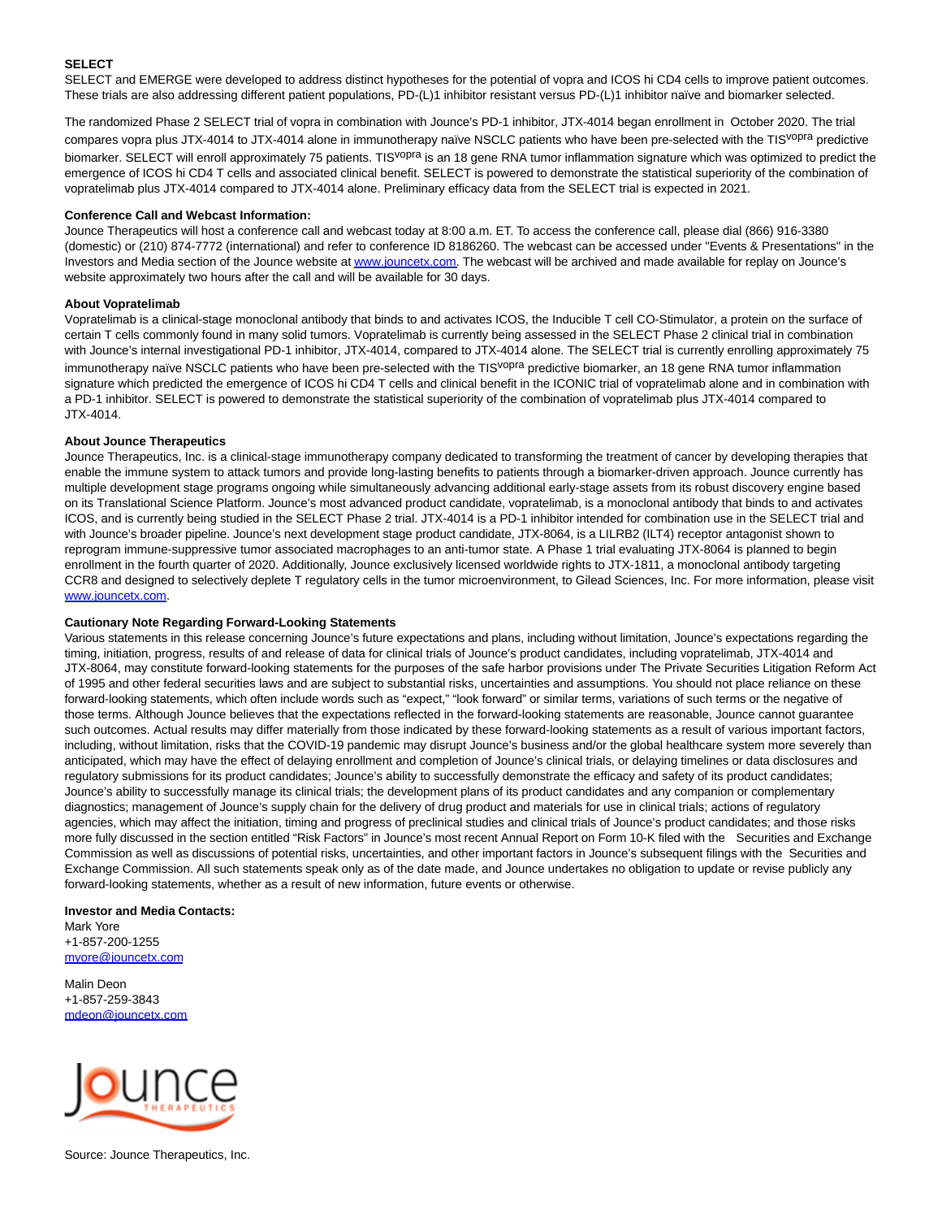**SELECT**

SELECT and EMERGE were developed to address distinct hypotheses for the potential of vopra and ICOS hi CD4 cells to improve patient outcomes. These trials are also addressing different patient populations, PD-(L)1 inhibitor resistant versus PD-(L)1 inhibitor naïve and biomarker selected.

The randomized Phase 2 SELECT trial of vopra in combination with Jounce's PD-1 inhibitor, JTX-4014 began enrollment in October 2020. The trial compares vopra plus JTX-4014 to JTX-4014 alone in immunotherapy naïve NSCLC patients who have been pre-selected with the TIS$^{vopra}$ predictive biomarker. SELECT will enroll approximately 75 patients. TIS$^{vopra}$ is an 18 gene RNA tumor inflammation signature which was optimized to predict the emergence of ICOS hi CD4 T cells and associated clinical benefit. SELECT is powered to demonstrate the statistical superiority of the combination of vopratelimab plus JTX-4014 compared to JTX-4014 alone. Preliminary efficacy data from the SELECT trial is expected in 2021.

**Conference Call and Webcast Information:**

Jounce Therapeutics will host a conference call and webcast today at 8:00 a.m. ET. To access the conference call, please dial (866) 916-3380 (domestic) or (210) 874-7772 (international) and refer to conference ID 8186260. The webcast can be accessed under "Events & Presentations" in the Investors and Media section of the Jounce website at www.jouncetx.com. The webcast will be archived and made available for replay on Jounce's website approximately two hours after the call and will be available for 30 days.

**About Vopratelimab**

Vopratelimab is a clinical-stage monoclonal antibody that binds to and activates ICOS, the Inducible T cell CO-Stimulator, a protein on the surface of certain T cells commonly found in many solid tumors. Vopratelimab is currently being assessed in the SELECT Phase 2 clinical trial in combination with Jounce's internal investigational PD-1 inhibitor, JTX-4014, compared to JTX-4014 alone. The SELECT trial is currently enrolling approximately 75 immunotherapy naïve NSCLC patients who have been pre-selected with the TIS$^{vopra}$ predictive biomarker, an 18 gene RNA tumor inflammation signature which predicted the emergence of ICOS hi CD4 T cells and clinical benefit in the ICONIC trial of vopratelimab alone and in combination with a PD-1 inhibitor. SELECT is powered to demonstrate the statistical superiority of the combination of vopratelimab plus JTX-4014 compared to JTX-4014.

**About Jounce Therapeutics**

Jounce Therapeutics, Inc. is a clinical-stage immunotherapy company dedicated to transforming the treatment of cancer by developing therapies that enable the immune system to attack tumors and provide long-lasting benefits to patients through a biomarker-driven approach. Jounce currently has multiple development stage programs ongoing while simultaneously advancing additional early-stage assets from its robust discovery engine based on its Translational Science Platform. Jounce's most advanced product candidate, vopratelimab, is a monoclonal antibody that binds to and activates ICOS, and is currently being studied in the SELECT Phase 2 trial. JTX-4014 is a PD-1 inhibitor intended for combination use in the SELECT trial and with Jounce's broader pipeline. Jounce's next development stage product candidate, JTX-8064, is a LILRB2 (ILT4) receptor antagonist shown to reprogram immune-suppressive tumor associated macrophages to an anti-tumor state. A Phase 1 trial evaluating JTX-8064 is planned to begin enrollment in the fourth quarter of 2020. Additionally, Jounce exclusively licensed worldwide rights to JTX-1811, a monoclonal antibody targeting CCR8 and designed to selectively deplete T regulatory cells in the tumor microenvironment, to Gilead Sciences, Inc. For more information, please visit www.jouncetx.com.

**Cautionary Note Regarding Forward-Looking Statements**

Various statements in this release concerning Jounce's future expectations and plans, including without limitation, Jounce's expectations regarding the timing, initiation, progress, results of and release of data for clinical trials of Jounce's product candidates, including vopratelimab, JTX-4014 and JTX-8064, may constitute forward-looking statements for the purposes of the safe harbor provisions under The Private Securities Litigation Reform Act of 1995 and other federal securities laws and are subject to substantial risks, uncertainties and assumptions. You should not place reliance on these forward-looking statements, which often include words such as "expect," "look forward" or similar terms, variations of such terms or the negative of those terms. Although Jounce believes that the expectations reflected in the forward-looking statements are reasonable, Jounce cannot guarantee such outcomes. Actual results may differ materially from those indicated by these forward-looking statements as a result of various important factors, including, without limitation, risks that the COVID-19 pandemic may disrupt Jounce's business and/or the global healthcare system more severely than anticipated, which may have the effect of delaying enrollment and completion of Jounce's clinical trials, or delaying timelines or data disclosures and regulatory submissions for its product candidates; Jounce's ability to successfully demonstrate the efficacy and safety of its product candidates; Jounce's ability to successfully manage its clinical trials; the development plans of its product candidates and any companion or complementary diagnostics; management of Jounce's supply chain for the delivery of drug product and materials for use in clinical trials; actions of regulatory agencies, which may affect the initiation, timing and progress of preclinical studies and clinical trials of Jounce's product candidates; and those risks more fully discussed in the section entitled "Risk Factors" in Jounce's most recent Annual Report on Form 10-K filed with the Securities and Exchange Commission as well as discussions of potential risks, uncertainties, and other important factors in Jounce's subsequent filings with the Securities and Exchange Commission. All such statements speak only as of the date made, and Jounce undertakes no obligation to update or revise publicly any forward-looking statements, whether as a result of new information, future events or otherwise.

**Investor and Media Contacts:**

Mark Yore
+1-857-200-1255
myore@jouncetx.com

Malin Deon
+1-857-259-3843
mdeon@jouncetx.com

Jounce THERAPEUTICS

Source: Jounce Therapeutics, Inc.